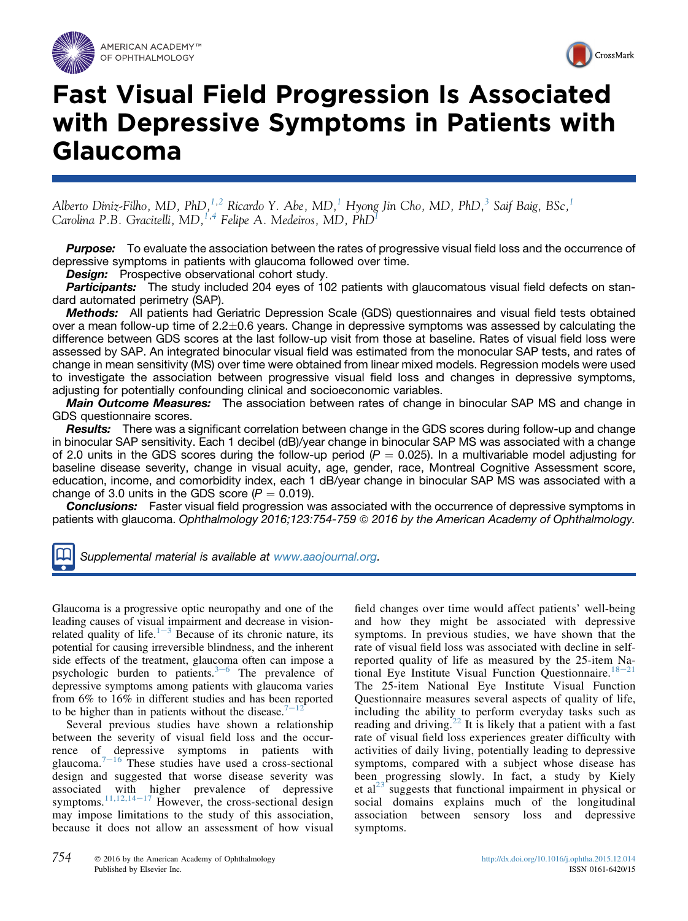# Fast Visual Field Progression Is Associated with Depressive Symptoms in Patients with Glaucoma

*Alberto Diniz-Filho, MD, PhD,[1,2] Ricardo Y. Abe, MD,[1] Hyong Jin Cho, MD, PhD,[3] Saif Baig, BSc,[1] Carolina P.B. Gracitelli, MD,[1,4] Felipe A. Medeiros, MD, PhD[1]*

***Purpose:*** To evaluate the association between the rates of progressive visual field loss and the occurrence of depressive symptoms in patients with glaucoma followed over time.

***Design:*** Prospective observational cohort study.

***Participants:*** The study included 204 eyes of 102 patients with glaucomatous visual field defects on standard automated perimetry (SAP).

***Methods:*** All patients had Geriatric Depression Scale (GDS) questionnaires and visual field tests obtained over a mean follow-up time of 2.2±0.6 years. Change in depressive symptoms was assessed by calculating the difference between GDS scores at the last follow-up visit from those at baseline. Rates of visual field loss were assessed by SAP. An integrated binocular visual field was estimated from the monocular SAP tests, and rates of change in mean sensitivity (MS) over time were obtained from linear mixed models. Regression models were used to investigate the association between progressive visual field loss and changes in depressive symptoms, adjusting for potentially confounding clinical and socioeconomic variables.

***Main Outcome Measures:*** The association between rates of change in binocular SAP MS and change in GDS questionnaire scores.

***Results:*** There was a significant correlation between change in the GDS scores during follow-up and change in binocular SAP sensitivity. Each 1 decibel (dB)/year change in binocular SAP MS was associated with a change of 2.0 units in the GDS scores during the follow-up period ($P = 0.025$). In a multivariable model adjusting for baseline disease severity, change in visual acuity, age, gender, race, Montreal Cognitive Assessment score, education, income, and comorbidity index, each 1 dB/year change in binocular SAP MS was associated with a change of 3.0 units in the GDS score ($P = 0.019$).

***Conclusions:*** Faster visual field progression was associated with the occurrence of depressive symptoms in patients with glaucoma. *Ophthalmology 2016;123:754-759 © 2016 by the American Academy of Ophthalmology.*

*Supplemental material is available at www.aaojournal.org.*

Glaucoma is a progressive optic neuropathy and one of the leading causes of visual impairment and decrease in vision-related quality of life.[1−3] Because of its chronic nature, its potential for causing irreversible blindness, and the inherent side effects of the treatment, glaucoma often can impose a psychologic burden to patients.[3−6] The prevalence of depressive symptoms among patients with glaucoma varies from 6% to 16% in different studies and has been reported to be higher than in patients without the disease.[7−12]

Several previous studies have shown a relationship between the severity of visual field loss and the occurrence of depressive symptoms in patients with glaucoma.[7−16] These studies have used a cross-sectional design and suggested that worse disease severity was associated with higher prevalence of depressive symptoms.[11,12,14−17] However, the cross-sectional design may impose limitations to the study of this association, because it does not allow an assessment of how visual field changes over time would affect patients' well-being and how they might be associated with depressive symptoms. In previous studies, we have shown that the rate of visual field loss was associated with decline in self-reported quality of life as measured by the 25-item National Eye Institute Visual Function Questionnaire.[18−21] The 25-item National Eye Institute Visual Function Questionnaire measures several aspects of quality of life, including the ability to perform everyday tasks such as reading and driving.[22] It is likely that a patient with a fast rate of visual field loss experiences greater difficulty with activities of daily living, potentially leading to depressive symptoms, compared with a subject whose disease has been progressing slowly. In fact, a study by Kiely et al[23] suggests that functional impairment in physical or social domains explains much of the longitudinal association between sensory loss and depressive symptoms.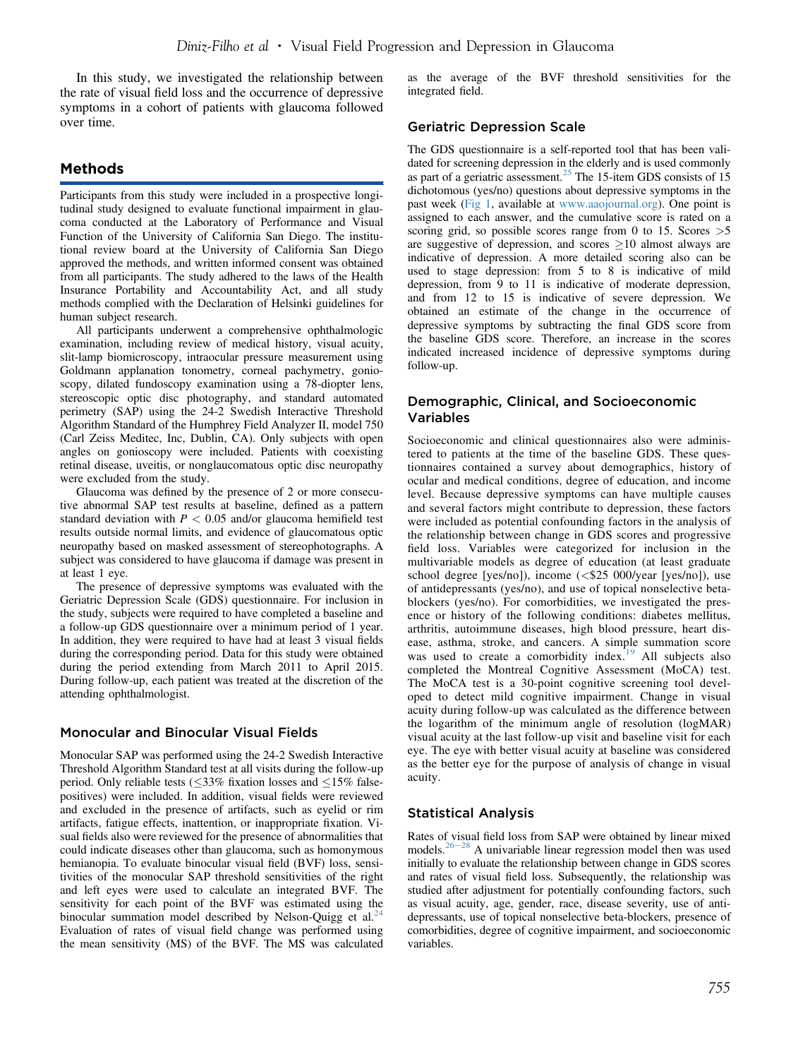In this study, we investigated the relationship between the rate of visual field loss and the occurrence of depressive symptoms in a cohort of patients with glaucoma followed over time.

## Methods

Participants from this study were included in a prospective longitudinal study designed to evaluate functional impairment in glaucoma conducted at the Laboratory of Performance and Visual Function of the University of California San Diego. The institutional review board at the University of California San Diego approved the methods, and written informed consent was obtained from all participants. The study adhered to the laws of the Health Insurance Portability and Accountability Act, and all study methods complied with the Declaration of Helsinki guidelines for human subject research.

All participants underwent a comprehensive ophthalmologic examination, including review of medical history, visual acuity, slit-lamp biomicroscopy, intraocular pressure measurement using Goldmann applanation tonometry, corneal pachymetry, gonioscopy, dilated fundoscopy examination using a 78-diopter lens, stereoscopic optic disc photography, and standard automated perimetry (SAP) using the 24-2 Swedish Interactive Threshold Algorithm Standard of the Humphrey Field Analyzer II, model 750 (Carl Zeiss Meditec, Inc, Dublin, CA). Only subjects with open angles on gonioscopy were included. Patients with coexisting retinal disease, uveitis, or nonglaucomatous optic disc neuropathy were excluded from the study.

Glaucoma was defined by the presence of 2 or more consecutive abnormal SAP test results at baseline, defined as a pattern standard deviation with $P < 0.05$ and/or glaucoma hemifield test results outside normal limits, and evidence of glaucomatous optic neuropathy based on masked assessment of stereophotographs. A subject was considered to have glaucoma if damage was present in at least 1 eye.

The presence of depressive symptoms was evaluated with the Geriatric Depression Scale (GDS) questionnaire. For inclusion in the study, subjects were required to have completed a baseline and a follow-up GDS questionnaire over a minimum period of 1 year. In addition, they were required to have had at least 3 visual fields during the corresponding period. Data for this study were obtained during the period extending from March 2011 to April 2015. During follow-up, each patient was treated at the discretion of the attending ophthalmologist.

### Monocular and Binocular Visual Fields

Monocular SAP was performed using the 24-2 Swedish Interactive Threshold Algorithm Standard test at all visits during the follow-up period. Only reliable tests ($\leq$33% fixation losses and $\leq$15% false-positives) were included. In addition, visual fields were reviewed and excluded in the presence of artifacts, such as eyelid or rim artifacts, fatigue effects, inattention, or inappropriate fixation. Visual fields also were reviewed for the presence of abnormalities that could indicate diseases other than glaucoma, such as homonymous hemianopia. To evaluate binocular visual field (BVF) loss, sensitivities of the monocular SAP threshold sensitivities of the right and left eyes were used to calculate an integrated BVF. The sensitivity for each point of the BVF was estimated using the binocular summation model described by Nelson-Quigg et al.[24] Evaluation of rates of visual field change was performed using the mean sensitivity (MS) of the BVF. The MS was calculated as the average of the BVF threshold sensitivities for the integrated field.

### Geriatric Depression Scale

The GDS questionnaire is a self-reported tool that has been validated for screening depression in the elderly and is used commonly as part of a geriatric assessment.[25] The 15-item GDS consists of 15 dichotomous (yes/no) questions about depressive symptoms in the past week (Fig 1, available at www.aaojournal.org). One point is assigned to each answer, and the cumulative score is rated on a scoring grid, so possible scores range from 0 to 15. Scores >5 are suggestive of depression, and scores $\geq$10 almost always are indicative of depression. A more detailed scoring also can be used to stage depression: from 5 to 8 is indicative of mild depression, from 9 to 11 is indicative of moderate depression, and from 12 to 15 is indicative of severe depression. We obtained an estimate of the change in the occurrence of depressive symptoms by subtracting the final GDS score from the baseline GDS score. Therefore, an increase in the scores indicated increased incidence of depressive symptoms during follow-up.

### Demographic, Clinical, and Socioeconomic Variables

Socioeconomic and clinical questionnaires also were administered to patients at the time of the baseline GDS. These questionnaires contained a survey about demographics, history of ocular and medical conditions, degree of education, and income level. Because depressive symptoms can have multiple causes and several factors might contribute to depression, these factors were included as potential confounding factors in the analysis of the relationship between change in GDS scores and progressive field loss. Variables were categorized for inclusion in the multivariable models as degree of education (at least graduate school degree [yes/no]), income (<$25 000/year [yes/no]), use of antidepressants (yes/no), and use of topical nonselective beta-blockers (yes/no). For comorbidities, we investigated the presence or history of the following conditions: diabetes mellitus, arthritis, autoimmune diseases, high blood pressure, heart disease, asthma, stroke, and cancers. A simple summation score was used to create a comorbidity index.[19] All subjects also completed the Montreal Cognitive Assessment (MoCA) test. The MoCA test is a 30-point cognitive screening tool developed to detect mild cognitive impairment. Change in visual acuity during follow-up was calculated as the difference between the logarithm of the minimum angle of resolution (logMAR) visual acuity at the last follow-up visit and baseline visit for each eye. The eye with better visual acuity at baseline was considered as the better eye for the purpose of analysis of change in visual acuity.

### Statistical Analysis

Rates of visual field loss from SAP were obtained by linear mixed models.[26–28] A univariable linear regression model then was used initially to evaluate the relationship between change in GDS scores and rates of visual field loss. Subsequently, the relationship was studied after adjustment for potentially confounding factors, such as visual acuity, age, gender, race, disease severity, use of antidepressants, use of topical nonselective beta-blockers, presence of comorbidities, degree of cognitive impairment, and socioeconomic variables.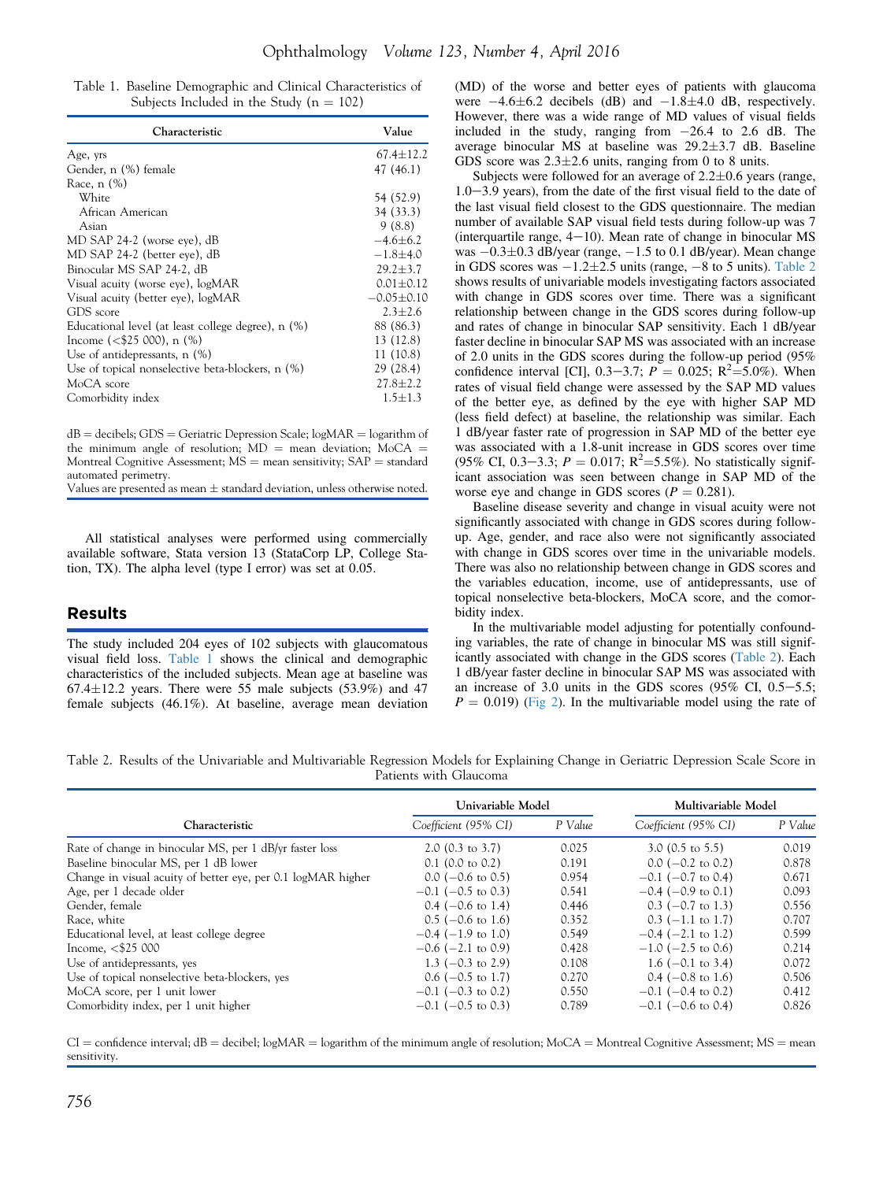Table 1. Baseline Demographic and Clinical Characteristics of Subjects Included in the Study (n = 102)

| Characteristic | Value |
| --- | --- |
| Age, yrs | 67.4±12.2 |
| Gender, n (%) female | 47 (46.1) |
| Race, n (%) | |
| White | 54 (52.9) |
| African American | 34 (33.3) |
| Asian | 9 (8.8) |
| MD SAP 24-2 (worse eye), dB | −4.6±6.2 |
| MD SAP 24-2 (better eye), dB | −1.8±4.0 |
| Binocular MS SAP 24-2, dB | 29.2±3.7 |
| Visual acuity (worse eye), logMAR | 0.01±0.12 |
| Visual acuity (better eye), logMAR | −0.05±0.10 |
| GDS score | 2.3±2.6 |
| Educational level (at least college degree), n (%) | 88 (86.3) |
| Income (<$25 000), n (%) | 13 (12.8) |
| Use of antidepressants, n (%) | 11 (10.8) |
| Use of topical nonselective beta-blockers, n (%) | 29 (28.4) |
| MoCA score | 27.8±2.2 |
| Comorbidity index | 1.5±1.3 |

dB = decibels; GDS = Geriatric Depression Scale; logMAR = logarithm of the minimum angle of resolution; MD = mean deviation; MoCA = Montreal Cognitive Assessment; MS = mean sensitivity; SAP = standard automated perimetry.
Values are presented as mean ± standard deviation, unless otherwise noted.

All statistical analyses were performed using commercially available software, Stata version 13 (StataCorp LP, College Station, TX). The alpha level (type I error) was set at 0.05.

## Results

The study included 204 eyes of 102 subjects with glaucomatous visual field loss. Table 1 shows the clinical and demographic characteristics of the included subjects. Mean age at baseline was 67.4±12.2 years. There were 55 male subjects (53.9%) and 47 female subjects (46.1%). At baseline, average mean deviation (MD) of the worse and better eyes of patients with glaucoma were −4.6±6.2 decibels (dB) and −1.8±4.0 dB, respectively. However, there was a wide range of MD values of visual fields included in the study, ranging from −26.4 to 2.6 dB. The average binocular MS at baseline was 29.2±3.7 dB. Baseline GDS score was 2.3±2.6 units, ranging from 0 to 8 units.

Subjects were followed for an average of 2.2±0.6 years (range, 1.0−3.9 years), from the date of the first visual field to the date of the last visual field closest to the GDS questionnaire. The median number of available SAP visual field tests during follow-up was 7 (interquartile range, 4−10). Mean rate of change in binocular MS was −0.3±0.3 dB/year (range, −1.5 to 0.1 dB/year). Mean change in GDS scores was −1.2±2.5 units (range, −8 to 5 units). Table 2 shows results of univariable models investigating factors associated with change in GDS scores over time. There was a significant relationship between change in the GDS scores during follow-up and rates of change in binocular SAP sensitivity. Each 1 dB/year faster decline in binocular SAP MS was associated with an increase of 2.0 units in the GDS scores during the follow-up period (95% confidence interval [CI], 0.3−3.7; $P = 0.025$; $R^2$=5.0%). When rates of visual field change were assessed by the SAP MD values of the better eye, as defined by the eye with higher SAP MD (less field defect) at baseline, the relationship was similar. Each 1 dB/year faster rate of progression in SAP MD of the better eye was associated with a 1.8-unit increase in GDS scores over time (95% CI, 0.3−3.3; $P = 0.017$; $R^2$=5.5%). No statistically significant association was seen between change in SAP MD of the worse eye and change in GDS scores ($P = 0.281$).

Baseline disease severity and change in visual acuity were not significantly associated with change in GDS scores during follow-up. Age, gender, and race also were not significantly associated with change in GDS scores over time in the univariable models. There was also no relationship between change in GDS scores and the variables education, income, use of antidepressants, use of topical nonselective beta-blockers, MoCA score, and the comorbidity index.

In the multivariable model adjusting for potentially confounding variables, the rate of change in binocular MS was still significantly associated with change in the GDS scores (Table 2). Each 1 dB/year faster decline in binocular SAP MS was associated with an increase of 3.0 units in the GDS scores (95% CI, 0.5−5.5; $P = 0.019$) (Fig 2). In the multivariable model using the rate of

Table 2. Results of the Univariable and Multivariable Regression Models for Explaining Change in Geriatric Depression Scale Score in Patients with Glaucoma

| Characteristic | Univariable Model | | Multivariable Model | |
| --- | --- | --- | --- | --- |
| | *Coefficient (95% CI)* | *P Value* | *Coefficient (95% CI)* | *P Value* |
| Rate of change in binocular MS, per 1 dB/yr faster loss | 2.0 (0.3 to 3.7) | 0.025 | 3.0 (0.5 to 5.5) | 0.019 |
| Baseline binocular MS, per 1 dB lower | 0.1 (0.0 to 0.2) | 0.191 | 0.0 (−0.2 to 0.2) | 0.878 |
| Change in visual acuity of better eye, per 0.1 logMAR higher | 0.0 (−0.6 to 0.5) | 0.954 | −0.1 (−0.7 to 0.4) | 0.671 |
| Age, per 1 decade older | −0.1 (−0.5 to 0.3) | 0.541 | −0.4 (−0.9 to 0.1) | 0.093 |
| Gender, female | 0.4 (−0.6 to 1.4) | 0.446 | 0.3 (−0.7 to 1.3) | 0.556 |
| Race, white | 0.5 (−0.6 to 1.6) | 0.352 | 0.3 (−1.1 to 1.7) | 0.707 |
| Educational level, at least college degree | −0.4 (−1.9 to 1.0) | 0.549 | −0.4 (−2.1 to 1.2) | 0.599 |
| Income, <$25 000 | −0.6 (−2.1 to 0.9) | 0.428 | −1.0 (−2.5 to 0.6) | 0.214 |
| Use of antidepressants, yes | 1.3 (−0.3 to 2.9) | 0.108 | 1.6 (−0.1 to 3.4) | 0.072 |
| Use of topical nonselective beta-blockers, yes | 0.6 (−0.5 to 1.7) | 0.270 | 0.4 (−0.8 to 1.6) | 0.506 |
| MoCA score, per 1 unit lower | −0.1 (−0.3 to 0.2) | 0.550 | −0.1 (−0.4 to 0.2) | 0.412 |
| Comorbidity index, per 1 unit higher | −0.1 (−0.5 to 0.3) | 0.789 | −0.1 (−0.6 to 0.4) | 0.826 |

CI = confidence interval; dB = decibel; logMAR = logarithm of the minimum angle of resolution; MoCA = Montreal Cognitive Assessment; MS = mean sensitivity.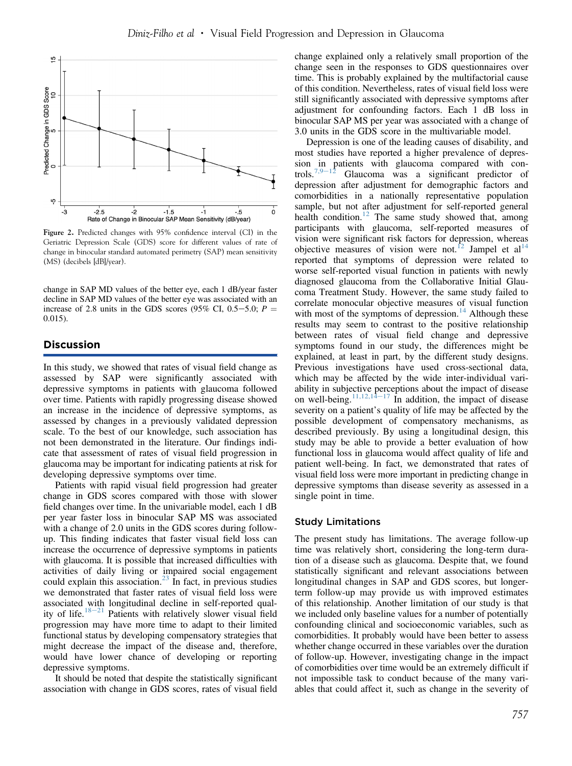Figure 2. Predicted changes with 95% confidence interval (CI) in the Geriatric Depression Scale (GDS) score for different values of rate of change in binocular standard automated perimetry (SAP) mean sensitivity (MS) (decibels [dB]/year).

change in SAP MD values of the better eye, each 1 dB/year faster decline in SAP MD values of the better eye was associated with an increase of 2.8 units in the GDS scores (95% CI, 0.5−5.0; $P$ = 0.015).

## Discussion

In this study, we showed that rates of visual field change as assessed by SAP were significantly associated with depressive symptoms in patients with glaucoma followed over time. Patients with rapidly progressing disease showed an increase in the incidence of depressive symptoms, as assessed by changes in a previously validated depression scale. To the best of our knowledge, such association has not been demonstrated in the literature. Our findings indicate that assessment of rates of visual field progression in glaucoma may be important for indicating patients at risk for developing depressive symptoms over time.

Patients with rapid visual field progression had greater change in GDS scores compared with those with slower field changes over time. In the univariable model, each 1 dB per year faster loss in binocular SAP MS was associated with a change of 2.0 units in the GDS scores during follow-up. This finding indicates that faster visual field loss can increase the occurrence of depressive symptoms in patients with glaucoma. It is possible that increased difficulties with activities of daily living or impaired social engagement could explain this association.[23] In fact, in previous studies we demonstrated that faster rates of visual field loss were associated with longitudinal decline in self-reported quality of life.[18−21] Patients with relatively slower visual field progression may have more time to adapt to their limited functional status by developing compensatory strategies that might decrease the impact of the disease and, therefore, would have lower chance of developing or reporting depressive symptoms.

It should be noted that despite the statistically significant association with change in GDS scores, rates of visual field change explained only a relatively small proportion of the change seen in the responses to GDS questionnaires over time. This is probably explained by the multifactorial cause of this condition. Nevertheless, rates of visual field loss were still significantly associated with depressive symptoms after adjustment for confounding factors. Each 1 dB loss in binocular SAP MS per year was associated with a change of 3.0 units in the GDS score in the multivariable model.

Depression is one of the leading causes of disability, and most studies have reported a higher prevalence of depression in patients with glaucoma compared with controls.[7,9−12] Glaucoma was a significant predictor of depression after adjustment for demographic factors and comorbidities in a nationally representative population sample, but not after adjustment for self-reported general health condition.[12] The same study showed that, among participants with glaucoma, self-reported measures of vision were significant risk factors for depression, whereas objective measures of vision were not.[12] Jampel et al[14] reported that symptoms of depression were related to worse self-reported visual function in patients with newly diagnosed glaucoma from the Collaborative Initial Glaucoma Treatment Study. However, the same study failed to correlate monocular objective measures of visual function with most of the symptoms of depression.[14] Although these results may seem to contrast to the positive relationship between rates of visual field change and depressive symptoms found in our study, the differences might be explained, at least in part, by the different study designs. Previous investigations have used cross-sectional data, which may be affected by the wide inter-individual variability in subjective perceptions about the impact of disease on well-being.[11,12,14−17] In addition, the impact of disease severity on a patient's quality of life may be affected by the possible development of compensatory mechanisms, as described previously. By using a longitudinal design, this study may be able to provide a better evaluation of how functional loss in glaucoma would affect quality of life and patient well-being. In fact, we demonstrated that rates of visual field loss were more important in predicting change in depressive symptoms than disease severity as assessed in a single point in time.

### Study Limitations

The present study has limitations. The average follow-up time was relatively short, considering the long-term duration of a disease such as glaucoma. Despite that, we found statistically significant and relevant associations between longitudinal changes in SAP and GDS scores, but longer-term follow-up may provide us with improved estimates of this relationship. Another limitation of our study is that we included only baseline values for a number of potentially confounding clinical and socioeconomic variables, such as comorbidities. It probably would have been better to assess whether change occurred in these variables over the duration of follow-up. However, investigating change in the impact of comorbidities over time would be an extremely difficult if not impossible task to conduct because of the many variables that could affect it, such as change in the severity of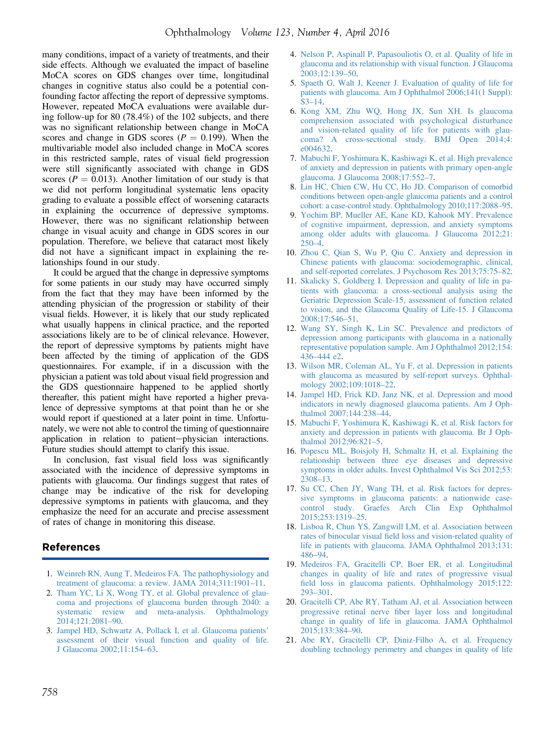many conditions, impact of a variety of treatments, and their side effects. Although we evaluated the impact of baseline MoCA scores on GDS changes over time, longitudinal changes in cognitive status also could be a potential confounding factor affecting the report of depressive symptoms. However, repeated MoCA evaluations were available during follow-up for 80 (78.4%) of the 102 subjects, and there was no significant relationship between change in MoCA scores and change in GDS scores ($P = 0.199$). When the multivariable model also included change in MoCA scores in this restricted sample, rates of visual field progression were still significantly associated with change in GDS scores ($P = 0.013$). Another limitation of our study is that we did not perform longitudinal systematic lens opacity grading to evaluate a possible effect of worsening cataracts in explaining the occurrence of depressive symptoms. However, there was no significant relationship between change in visual acuity and change in GDS scores in our population. Therefore, we believe that cataract most likely did not have a significant impact in explaining the relationships found in our study.

It could be argued that the change in depressive symptoms for some patients in our study may have occurred simply from the fact that they may have been informed by the attending physician of the progression or stability of their visual fields. However, it is likely that our study replicated what usually happens in clinical practice, and the reported associations likely are to be of clinical relevance. However, the report of depressive symptoms by patients might have been affected by the timing of application of the GDS questionnaires. For example, if in a discussion with the physician a patient was told about visual field progression and the GDS questionnaire happened to be applied shortly thereafter, this patient might have reported a higher prevalence of depressive symptoms at that point than he or she would report if questioned at a later point in time. Unfortunately, we were not able to control the timing of questionnaire application in relation to patient–physician interactions. Future studies should attempt to clarify this issue.

In conclusion, fast visual field loss was significantly associated with the incidence of depressive symptoms in patients with glaucoma. Our findings suggest that rates of change may be indicative of the risk for developing depressive symptoms in patients with glaucoma, and they emphasize the need for an accurate and precise assessment of rates of change in monitoring this disease.

## References

1. Weinreb RN, Aung T, Medeiros FA. The pathophysiology and treatment of glaucoma: a review. JAMA 2014;311:1901–11.
2. Tham YC, Li X, Wong TY, et al. Global prevalence of glaucoma and projections of glaucoma burden through 2040: a systematic review and meta-analysis. Ophthalmology 2014;121:2081–90.
3. Jampel HD, Schwartz A, Pollack I, et al. Glaucoma patients' assessment of their visual function and quality of life. J Glaucoma 2002;11:154–63.
4. Nelson P, Aspinall P, Papasouliotis O, et al. Quality of life in glaucoma and its relationship with visual function. J Glaucoma 2003;12:139–50.
5. Spaeth G, Walt J, Keener J. Evaluation of quality of life for patients with glaucoma. Am J Ophthalmol 2006;141(1 Suppl): S3–14.
6. Kong XM, Zhu WQ, Hong JX, Sun XH. Is glaucoma comprehension associated with psychological disturbance and vision-related quality of life for patients with glaucoma? A cross-sectional study. BMJ Open 2014;4: e004632.
7. Mabuchi F, Yoshimura K, Kashiwagi K, et al. High prevalence of anxiety and depression in patients with primary open-angle glaucoma. J Glaucoma 2008;17:552–7.
8. Lin HC, Chien CW, Hu CC, Ho JD. Comparison of comorbid conditions between open-angle glaucoma patients and a control cohort: a case-control study. Ophthalmology 2010;117:2088–95.
9. Yochim BP, Mueller AE, Kane KD, Kahook MY. Prevalence of cognitive impairment, depression, and anxiety symptoms among older adults with glaucoma. J Glaucoma 2012;21: 250–4.
10. Zhou C, Qian S, Wu P, Qiu C. Anxiety and depression in Chinese patients with glaucoma: sociodemographic, clinical, and self-reported correlates. J Psychosom Res 2013;75:75–82.
11. Skalicky S, Goldberg I. Depression and quality of life in patients with glaucoma: a cross-sectional analysis using the Geriatric Depression Scale-15, assessment of function related to vision, and the Glaucoma Quality of Life-15. J Glaucoma 2008;17:546–51.
12. Wang SY, Singh K, Lin SC. Prevalence and predictors of depression among participants with glaucoma in a nationally representative population sample. Am J Ophthalmol 2012;154: 436–444 e2.
13. Wilson MR, Coleman AL, Yu F, et al. Depression in patients with glaucoma as measured by self-report surveys. Ophthalmology 2002;109:1018–22.
14. Jampel HD, Frick KD, Janz NK, et al. Depression and mood indicators in newly diagnosed glaucoma patients. Am J Ophthalmol 2007;144:238–44.
15. Mabuchi F, Yoshimura K, Kashiwagi K, et al. Risk factors for anxiety and depression in patients with glaucoma. Br J Ophthalmol 2012;96:821–5.
16. Popescu ML, Boisjoly H, Schmaltz H, et al. Explaining the relationship between three eye diseases and depressive symptoms in older adults. Invest Ophthalmol Vis Sci 2012;53: 2308–13.
17. Su CC, Chen JY, Wang TH, et al. Risk factors for depressive symptoms in glaucoma patients: a nationwide case-control study. Graefes Arch Clin Exp Ophthalmol 2015;253:1319–25.
18. Lisboa R, Chun YS, Zangwill LM, et al. Association between rates of binocular visual field loss and vision-related quality of life in patients with glaucoma. JAMA Ophthalmol 2013;131: 486–94.
19. Medeiros FA, Gracitelli CP, Boer ER, et al. Longitudinal changes in quality of life and rates of progressive visual field loss in glaucoma patients. Ophthalmology 2015;122: 293–301.
20. Gracitelli CP, Abe RY, Tatham AJ, et al. Association between progressive retinal nerve fiber layer loss and longitudinal change in quality of life in glaucoma. JAMA Ophthalmol 2015;133:384–90.
21. Abe RY, Gracitelli CP, Diniz-Filho A, et al. Frequency doubling technology perimetry and changes in quality of life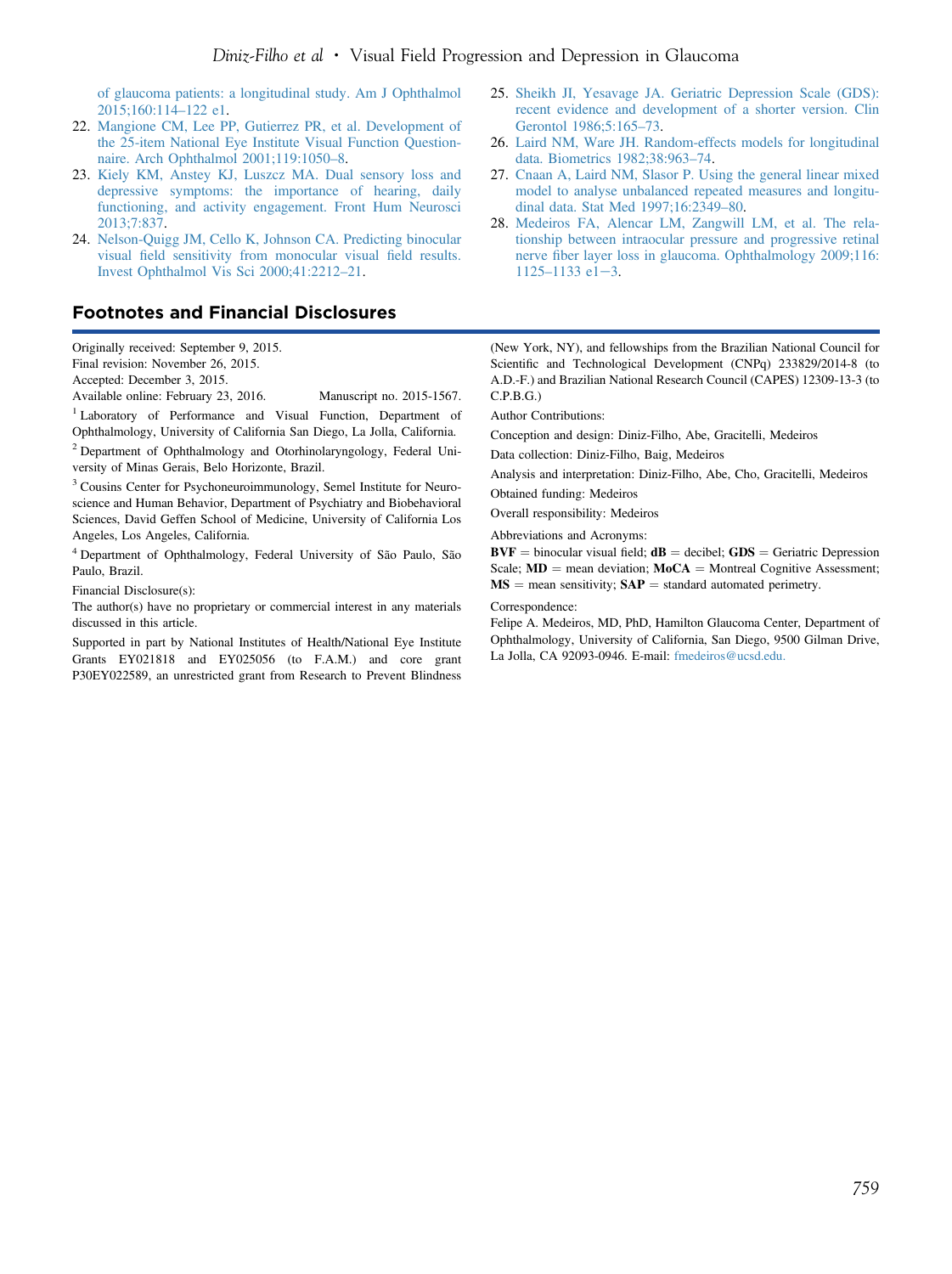of glaucoma patients: a longitudinal study. Am J Ophthalmol 2015;160:114–122 e1.

22. Mangione CM, Lee PP, Gutierrez PR, et al. Development of the 25-item National Eye Institute Visual Function Questionnaire. Arch Ophthalmol 2001;119:1050–8.
23. Kiely KM, Anstey KJ, Luszcz MA. Dual sensory loss and depressive symptoms: the importance of hearing, daily functioning, and activity engagement. Front Hum Neurosci 2013;7:837.
24. Nelson-Quigg JM, Cello K, Johnson CA. Predicting binocular visual field sensitivity from monocular visual field results. Invest Ophthalmol Vis Sci 2000;41:2212–21.
25. Sheikh JI, Yesavage JA. Geriatric Depression Scale (GDS): recent evidence and development of a shorter version. Clin Gerontol 1986;5:165–73.
26. Laird NM, Ware JH. Random-effects models for longitudinal data. Biometrics 1982;38:963–74.
27. Cnaan A, Laird NM, Slasor P. Using the general linear mixed model to analyse unbalanced repeated measures and longitudinal data. Stat Med 1997;16:2349–80.
28. Medeiros FA, Alencar LM, Zangwill LM, et al. The relationship between intraocular pressure and progressive retinal nerve fiber layer loss in glaucoma. Ophthalmology 2009;116:1125–1133 e1–3.

## Footnotes and Financial Disclosures

Originally received: September 9, 2015.
Final revision: November 26, 2015.
Accepted: December 3, 2015.
Available online: February 23, 2016. Manuscript no. 2015-1567.

[1] Laboratory of Performance and Visual Function, Department of Ophthalmology, University of California San Diego, La Jolla, California.

[2] Department of Ophthalmology and Otorhinolaryngology, Federal University of Minas Gerais, Belo Horizonte, Brazil.

[3] Cousins Center for Psychoneuroimmunology, Semel Institute for Neuroscience and Human Behavior, Department of Psychiatry and Biobehavioral Sciences, David Geffen School of Medicine, University of California Los Angeles, Los Angeles, California.

[4] Department of Ophthalmology, Federal University of São Paulo, São Paulo, Brazil.

Financial Disclosure(s):

The author(s) have no proprietary or commercial interest in any materials discussed in this article.

Supported in part by National Institutes of Health/National Eye Institute Grants EY021818 and EY025056 (to F.A.M.) and core grant P30EY022589, an unrestricted grant from Research to Prevent Blindness (New York, NY), and fellowships from the Brazilian National Council for Scientific and Technological Development (CNPq) 233829/2014-8 (to A.D.-F.) and Brazilian National Research Council (CAPES) 12309-13-3 (to C.P.B.G.)

Author Contributions:

Conception and design: Diniz-Filho, Abe, Gracitelli, Medeiros

Data collection: Diniz-Filho, Baig, Medeiros

Analysis and interpretation: Diniz-Filho, Abe, Cho, Gracitelli, Medeiros

Obtained funding: Medeiros

Overall responsibility: Medeiros

Abbreviations and Acronyms:

**BVF** = binocular visual field; **dB** = decibel; **GDS** = Geriatric Depression Scale; **MD** = mean deviation; **MoCA** = Montreal Cognitive Assessment; **MS** = mean sensitivity; **SAP** = standard automated perimetry.

Correspondence:

Felipe A. Medeiros, MD, PhD, Hamilton Glaucoma Center, Department of Ophthalmology, University of California, San Diego, 9500 Gilman Drive, La Jolla, CA 92093-0946. E-mail: fmedeiros@ucsd.edu.